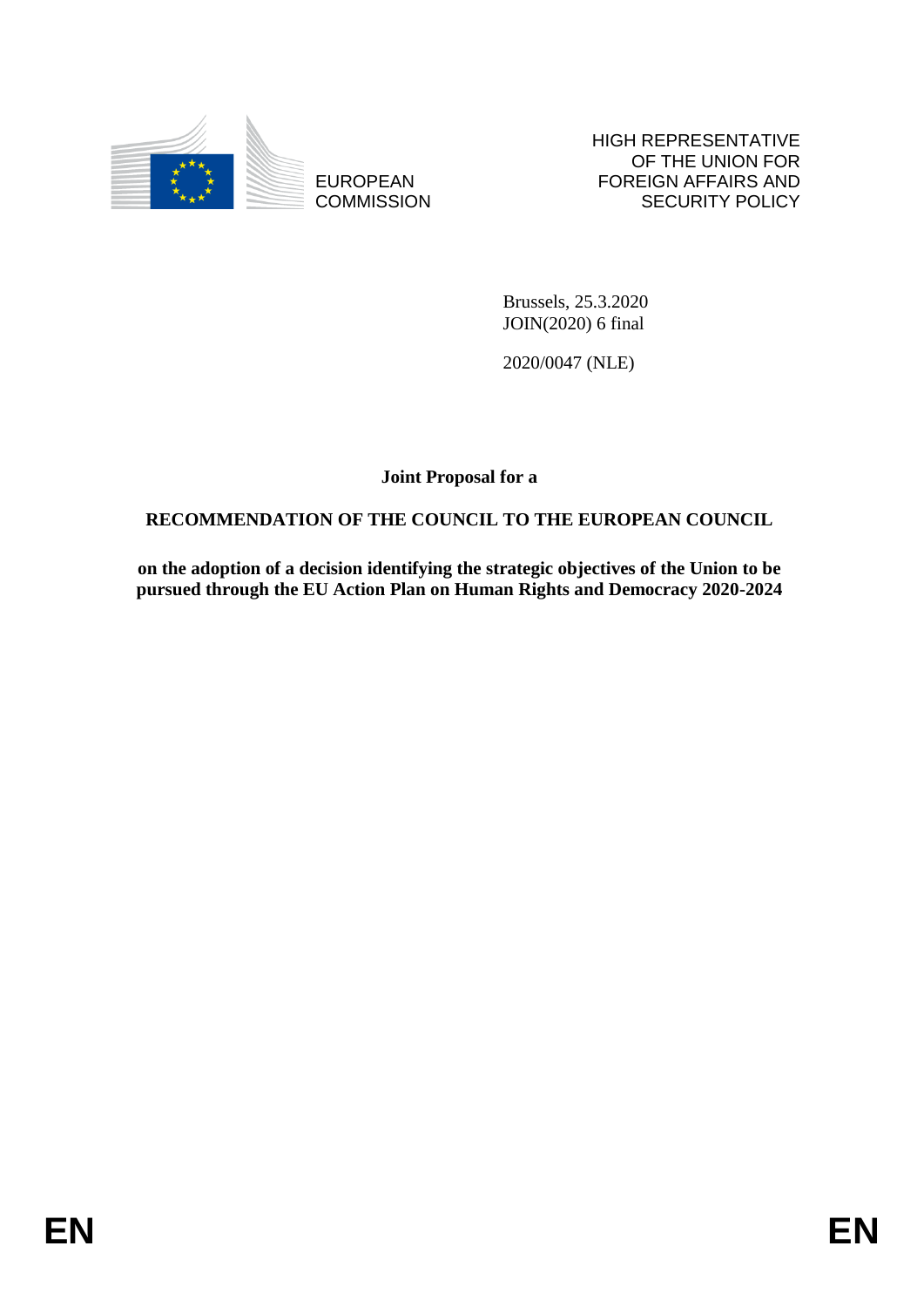EUROPEAN COMMISSION

HIGH REPRESENTATIVE OF THE UNION FOR FOREIGN AFFAIRS AND SECURITY POLICY

Brussels, 25.3.2020
JOIN(2020) 6 final

2020/0047 (NLE)

**Joint Proposal for a**

**RECOMMENDATION OF THE COUNCIL TO THE EUROPEAN COUNCIL**

**on the adoption of a decision identifying the strategic objectives of the Union to be pursued through the EU Action Plan on Human Rights and Democracy 2020-2024**

EN EN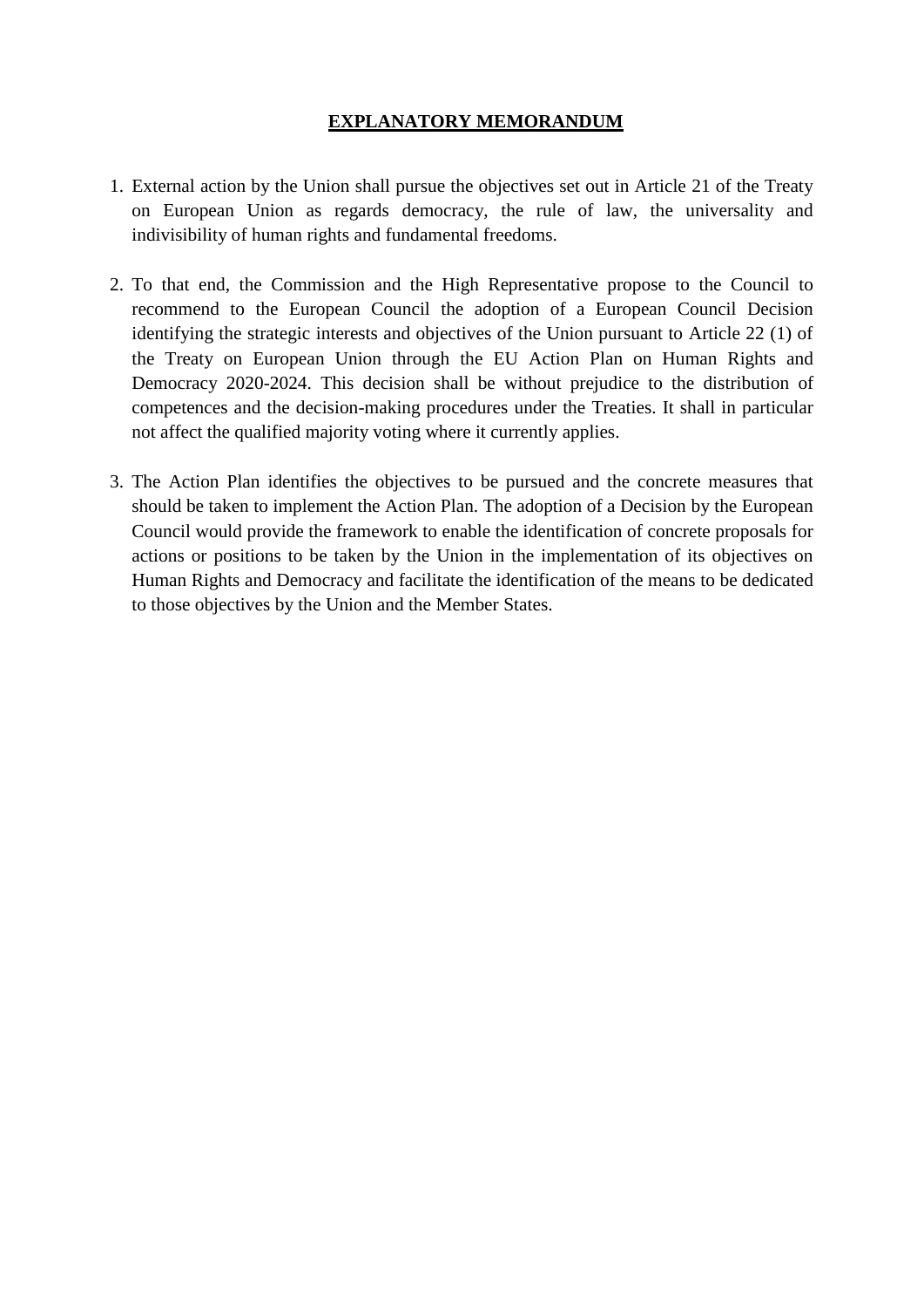# **EXPLANATORY MEMORANDUM**

1. External action by the Union shall pursue the objectives set out in Article 21 of the Treaty on European Union as regards democracy, the rule of law, the universality and indivisibility of human rights and fundamental freedoms.

2. To that end, the Commission and the High Representative propose to the Council to recommend to the European Council the adoption of a European Council Decision identifying the strategic interests and objectives of the Union pursuant to Article 22 (1) of the Treaty on European Union through the EU Action Plan on Human Rights and Democracy 2020-2024. This decision shall be without prejudice to the distribution of competences and the decision-making procedures under the Treaties. It shall in particular not affect the qualified majority voting where it currently applies.

3. The Action Plan identifies the objectives to be pursued and the concrete measures that should be taken to implement the Action Plan. The adoption of a Decision by the European Council would provide the framework to enable the identification of concrete proposals for actions or positions to be taken by the Union in the implementation of its objectives on Human Rights and Democracy and facilitate the identification of the means to be dedicated to those objectives by the Union and the Member States.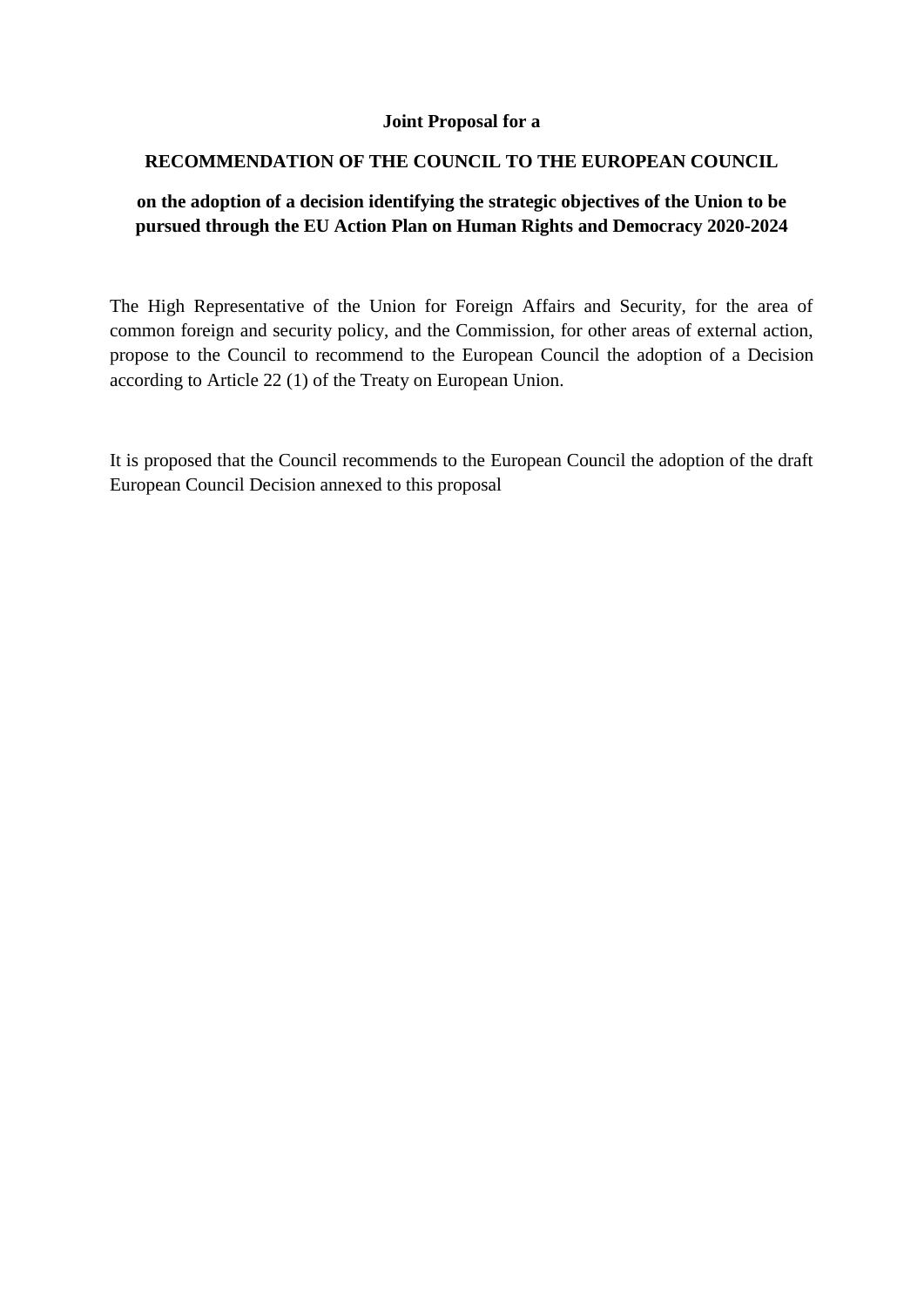**Joint Proposal for a**

**RECOMMENDATION OF THE COUNCIL TO THE EUROPEAN COUNCIL**

**on the adoption of a decision identifying the strategic objectives of the Union to be pursued through the EU Action Plan on Human Rights and Democracy 2020-2024**

The High Representative of the Union for Foreign Affairs and Security, for the area of common foreign and security policy, and the Commission, for other areas of external action, propose to the Council to recommend to the European Council the adoption of a Decision according to Article 22 (1) of the Treaty on European Union.

It is proposed that the Council recommends to the European Council the adoption of the draft European Council Decision annexed to this proposal